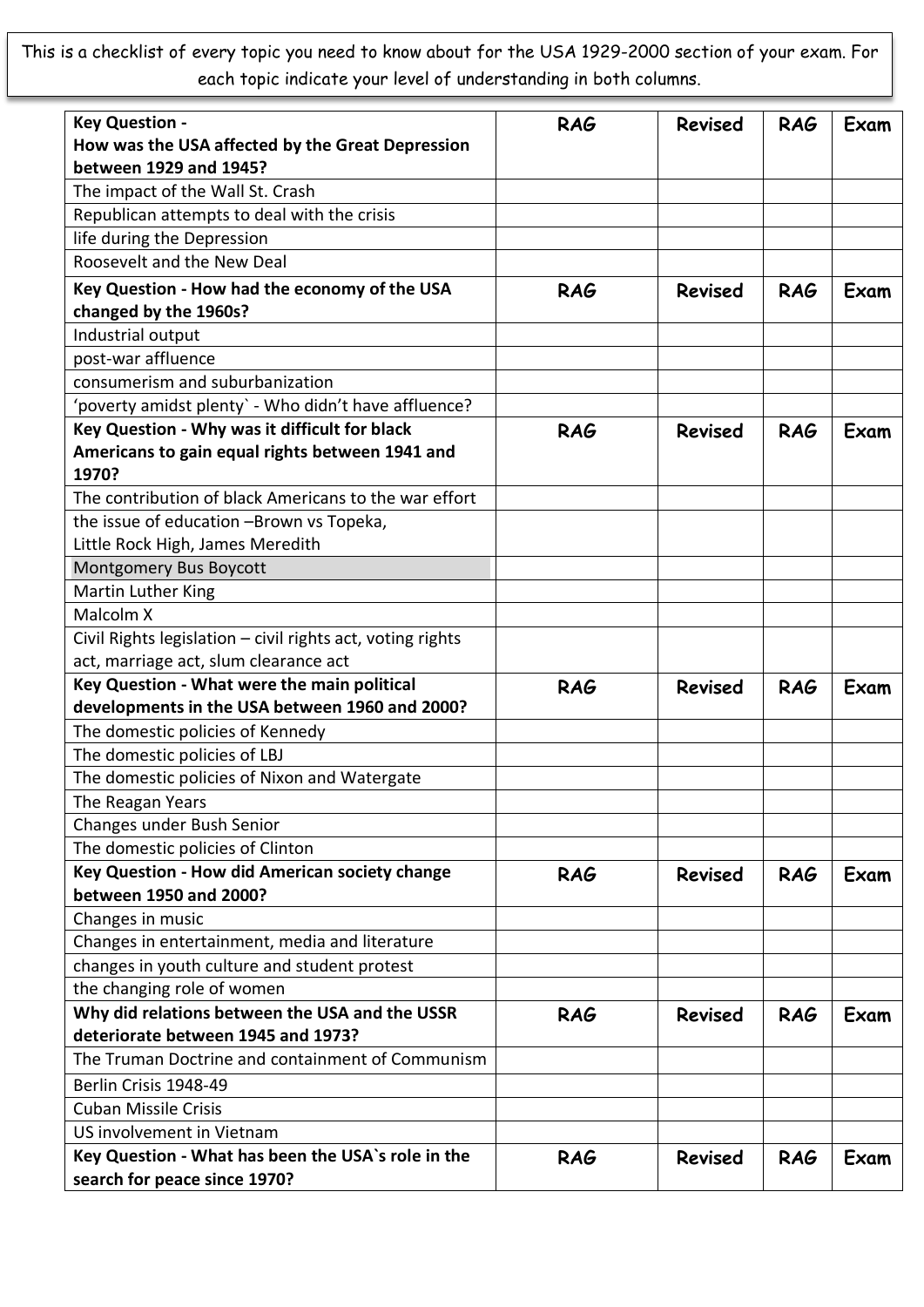This is a checklist of every topic you need to know about for the USA 1929-2000 section of your exam. For each topic indicate your level of understanding in both columns.

| **Key Question - How was the USA affected by the Great Depression between 1929 and 1945?** | **RAG** | **Revised** | **RAG** | **Exam** |
|---|---|---|---|---|
| The impact of the Wall St. Crash | | | | |
| Republican attempts to deal with the crisis | | | | |
| life during the Depression | | | | |
| Roosevelt and the New Deal | | | | |
| **Key Question - How had the economy of the USA changed by the 1960s?** | **RAG** | **Revised** | **RAG** | **Exam** |
| Industrial output | | | | |
| post-war affluence | | | | |
| consumerism and suburbanization | | | | |
| 'poverty amidst plenty` - Who didn't have affluence? | | | | |
| **Key Question - Why was it difficult for black Americans to gain equal rights between 1941 and 1970?** | **RAG** | **Revised** | **RAG** | **Exam** |
| The contribution of black Americans to the war effort | | | | |
| the issue of education –Brown vs Topeka, Little Rock High, James Meredith | | | | |
| Montgomery Bus Boycott | | | | |
| Martin Luther King | | | | |
| Malcolm X | | | | |
| Civil Rights legislation – civil rights act, voting rights act, marriage act, slum clearance act | | | | |
| **Key Question - What were the main political developments in the USA between 1960 and 2000?** | **RAG** | **Revised** | **RAG** | **Exam** |
| The domestic policies of Kennedy | | | | |
| The domestic policies of LBJ | | | | |
| The domestic policies of Nixon and Watergate | | | | |
| The Reagan Years | | | | |
| Changes under Bush Senior | | | | |
| The domestic policies of Clinton | | | | |
| **Key Question - How did American society change between 1950 and 2000?** | **RAG** | **Revised** | **RAG** | **Exam** |
| Changes in music | | | | |
| Changes in entertainment, media and literature | | | | |
| changes in youth culture and student protest | | | | |
| the changing role of women | | | | |
| **Why did relations between the USA and the USSR deteriorate between 1945 and 1973?** | **RAG** | **Revised** | **RAG** | **Exam** |
| The Truman Doctrine and containment of Communism | | | | |
| Berlin Crisis 1948-49 | | | | |
| Cuban Missile Crisis | | | | |
| US involvement in Vietnam | | | | |
| **Key Question - What has been the USA`s role in the search for peace since 1970?** | **RAG** | **Revised** | **RAG** | **Exam** |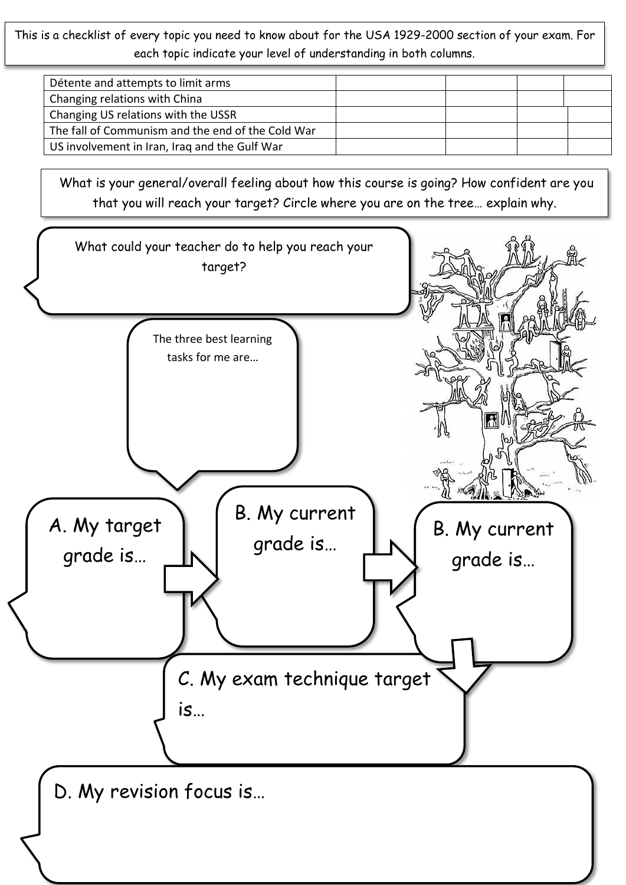This is a checklist of every topic you need to know about for the USA 1929-2000 section of your exam. For each topic indicate your level of understanding in both columns.

| | | | | |
|---|---|---|---|---|
| Détente and attempts to limit arms | | | | |
| Changing relations with China | | | | |
| Changing US relations with the USSR | | | | |
| The fall of Communism and the end of the Cold War | | | | |
| US involvement in Iran, Iraq and the Gulf War | | | | |

What is your general/overall feeling about how this course is going? How confident are you that you will reach your target? Circle where you are on the tree… explain why.

What could your teacher do to help you reach your target?

The three best learning tasks for me are…

A. My target grade is…

B. My current grade is…

B. My current grade is…

C. My exam technique target is…

D. My revision focus is…